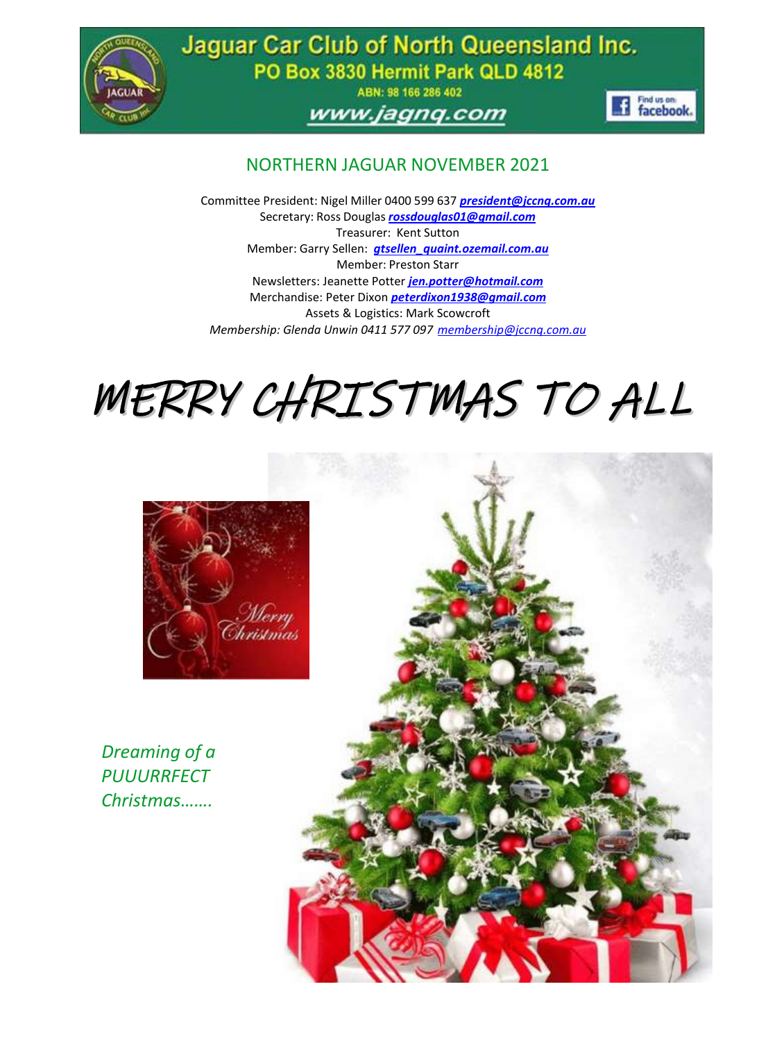# Jaguar Car Club of North Queensland Inc.

PO Box 3830 Hermit Park QLD 4812

ABN: 98 166 286 402

www.jagnq.com

## NORTHERN JAGUAR NOVEMBER 2021

Committee President: Nigel Miller 0400 599 637 ***president@jccnq.com.au***
Secretary: Ross Douglas ***rossdouglas01@gmail.com***
Treasurer: Kent Sutton
Member: Garry Sellen: ***gtsellen_quaint.ozemail.com.au***
Member: Preston Starr
Newsletters: Jeanette Potter ***jen.potter@hotmail.com***
Merchandise: Peter Dixon ***peterdixon1938@gmail.com***
Assets & Logistics: Mark Scowcroft
*Membership: Glenda Unwin 0411 577 097 membership@jccnq.com.au*

# *MERRY CHRISTMAS TO ALL*

*Merry Christmas*

*Dreaming of a PUUURRFECT Christmas…….*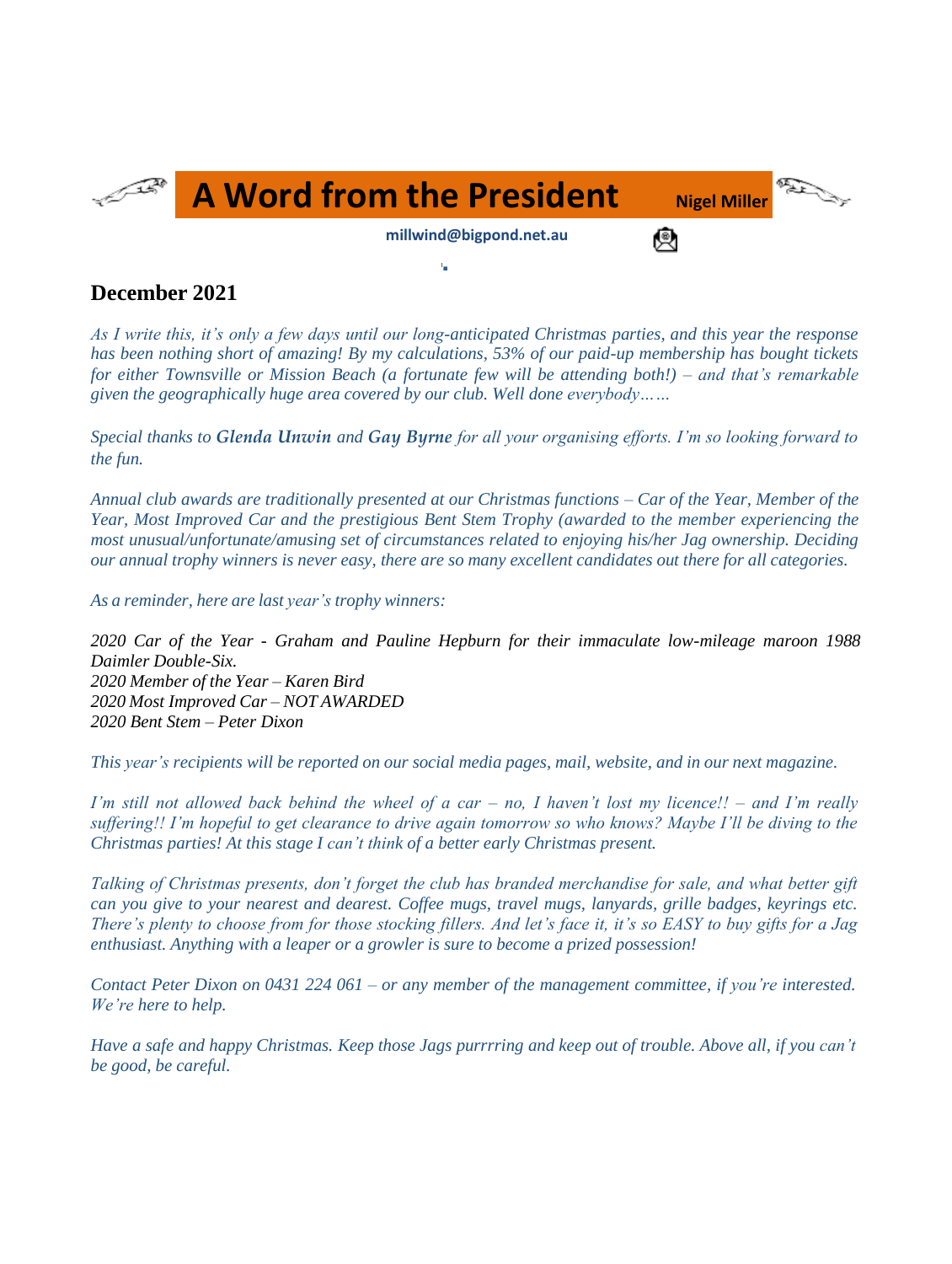# A Word from the President

**Nigel Miller**

**millwind@bigpond.net.au**

## December 2021

*As I write this, it's only a few days until our long-anticipated Christmas parties, and this year the response has been nothing short of amazing! By my calculations, 53% of our paid-up membership has bought tickets for either Townsville or Mission Beach (a fortunate few will be attending both!) – and that's remarkable given the geographically huge area covered by our club. Well done everybody……*

*Special thanks to **Glenda Unwin** and **Gay Byrne** for all your organising efforts. I'm so looking forward to the fun.*

*Annual club awards are traditionally presented at our Christmas functions – Car of the Year, Member of the Year, Most Improved Car and the prestigious Bent Stem Trophy (awarded to the member experiencing the most unusual/unfortunate/amusing set of circumstances related to enjoying his/her Jag ownership. Deciding our annual trophy winners is never easy, there are so many excellent candidates out there for all categories.*

*As a reminder, here are last year's trophy winners:*

*2020 Car of the Year - Graham and Pauline Hepburn for their immaculate low-mileage maroon 1988 Daimler Double-Six.*
*2020 Member of the Year – Karen Bird*
*2020 Most Improved Car – NOT AWARDED*
*2020 Bent Stem – Peter Dixon*

*This year's recipients will be reported on our social media pages, mail, website, and in our next magazine.*

*I'm still not allowed back behind the wheel of a car – no, I haven't lost my licence!! – and I'm really suffering!! I'm hopeful to get clearance to drive again tomorrow so who knows? Maybe I'll be diving to the Christmas parties! At this stage I can't think of a better early Christmas present.*

*Talking of Christmas presents, don't forget the club has branded merchandise for sale, and what better gift can you give to your nearest and dearest. Coffee mugs, travel mugs, lanyards, grille badges, keyrings etc. There's plenty to choose from for those stocking fillers. And let's face it, it's so EASY to buy gifts for a Jag enthusiast. Anything with a leaper or a growler is sure to become a prized possession!*

*Contact Peter Dixon on 0431 224 061 – or any member of the management committee, if you're interested. We're here to help.*

*Have a safe and happy Christmas. Keep those Jags purrrring and keep out of trouble. Above all, if you can't be good, be careful.*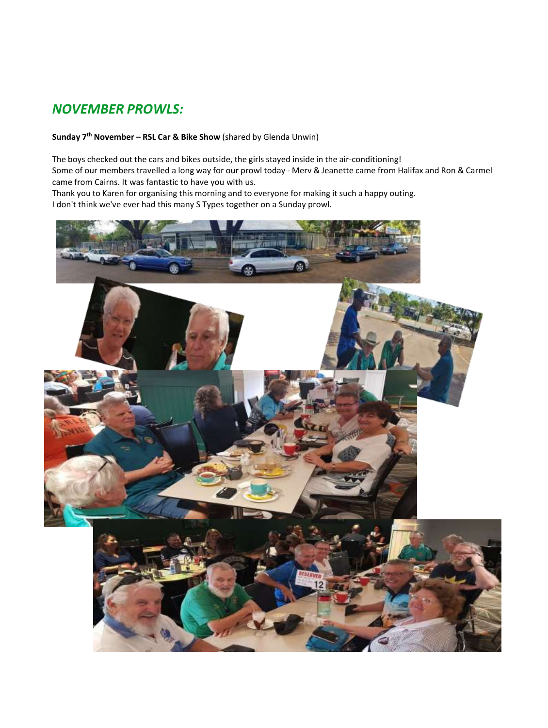## *NOVEMBER PROWLS:*

**Sunday 7th November – RSL Car & Bike Show** (shared by Glenda Unwin)

The boys checked out the cars and bikes outside, the girls stayed inside in the air-conditioning!
Some of our members travelled a long way for our prowl today - Merv & Jeanette came from Halifax and Ron & Carmel came from Cairns. It was fantastic to have you with us.
Thank you to Karen for organising this morning and to everyone for making it such a happy outing.
I don't think we've ever had this many S Types together on a Sunday prowl.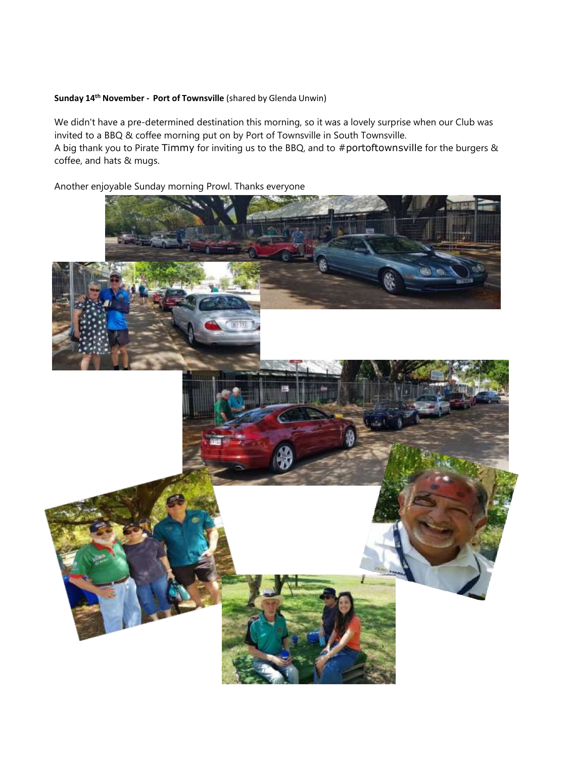**Sunday 14th November - Port of Townsville** (shared by Glenda Unwin)

We didn't have a pre-determined destination this morning, so it was a lovely surprise when our Club was invited to a BBQ & coffee morning put on by Port of Townsville in South Townsville.
A big thank you to Pirate Timmy for inviting us to the BBQ, and to #portoftownsville for the burgers & coffee, and hats & mugs.

Another enjoyable Sunday morning Prowl. Thanks everyone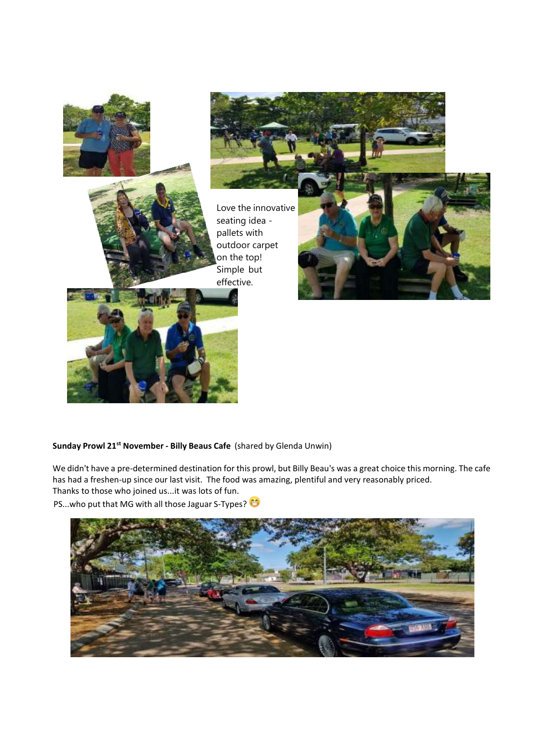Love the innovative seating idea - pallets with outdoor carpet on the top! Simple but effective.

**Sunday Prowl 21st November - Billy Beaus Cafe** (shared by Glenda Unwin)

We didn't have a pre-determined destination for this prowl, but Billy Beau's was a great choice this morning. The cafe has had a freshen-up since our last visit. The food was amazing, plentiful and very reasonably priced.
Thanks to those who joined us...it was lots of fun.
PS...who put that MG with all those Jaguar S-Types? 😁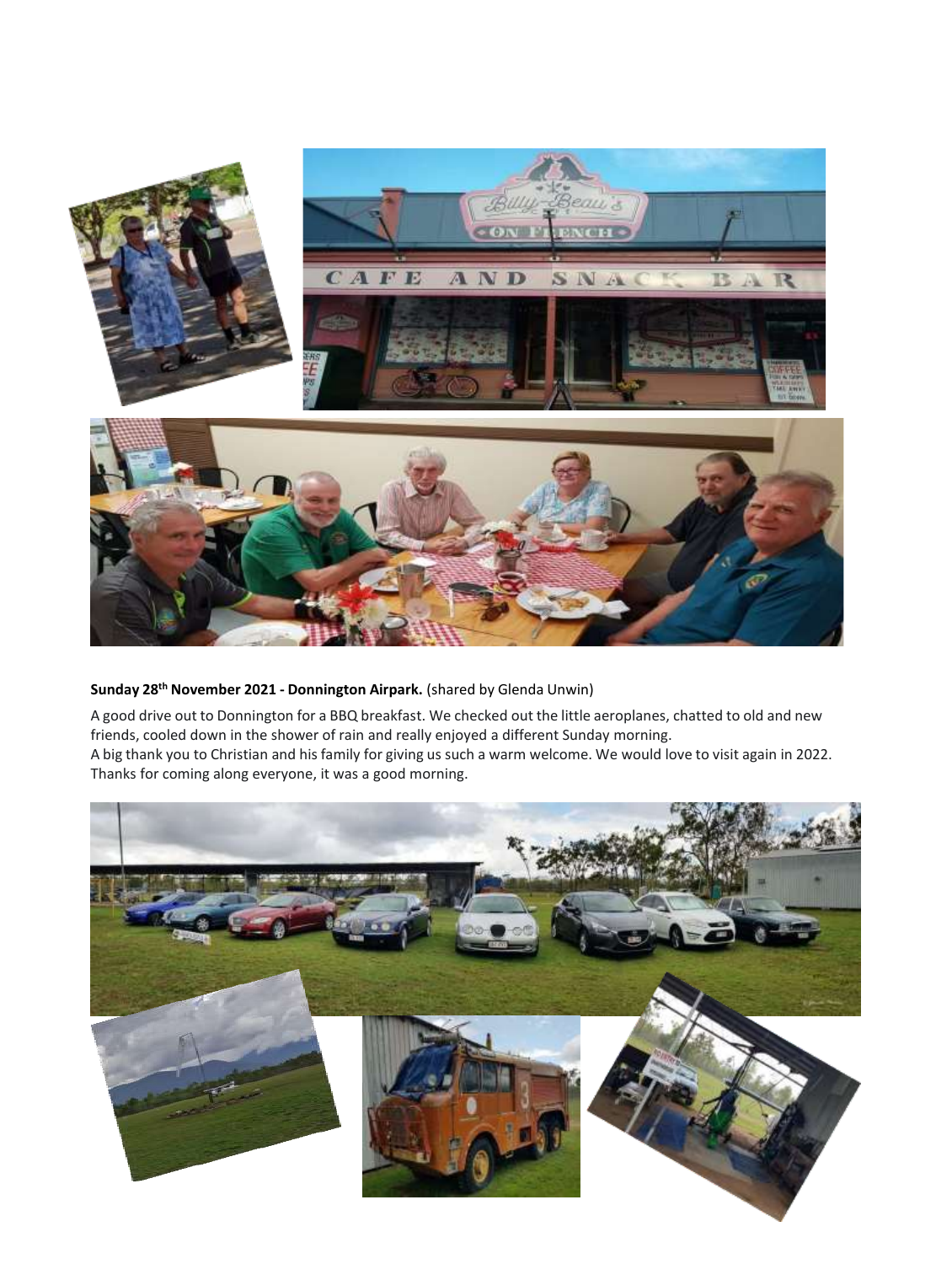**Sunday 28th November 2021 - Donnington Airpark.** (shared by Glenda Unwin)

A good drive out to Donnington for a BBQ breakfast. We checked out the little aeroplanes, chatted to old and new friends, cooled down in the shower of rain and really enjoyed a different Sunday morning.
A big thank you to Christian and his family for giving us such a warm welcome. We would love to visit again in 2022.
Thanks for coming along everyone, it was a good morning.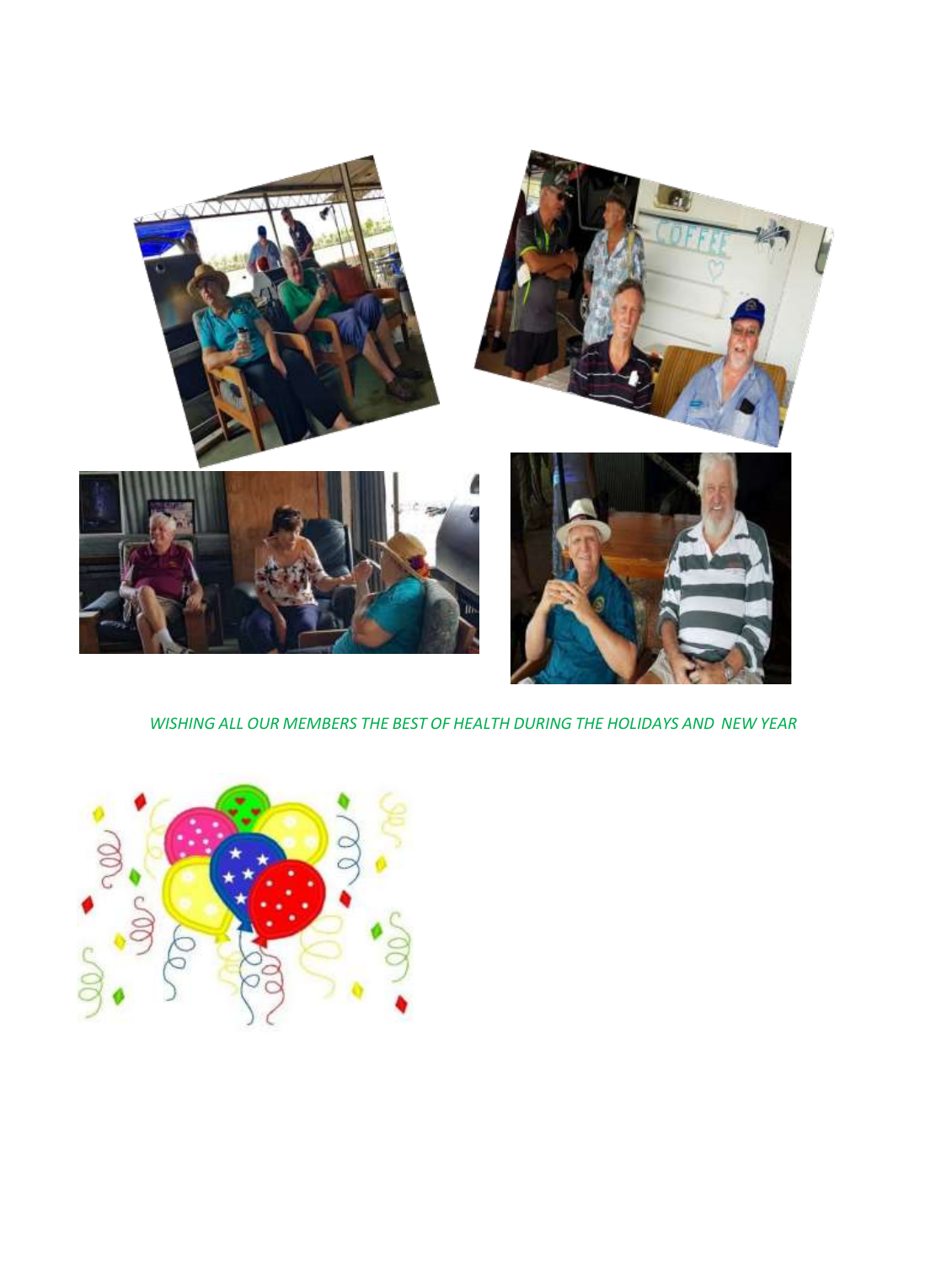*WISHING ALL OUR MEMBERS THE BEST OF HEALTH DURING THE HOLIDAYS AND NEW YEAR*